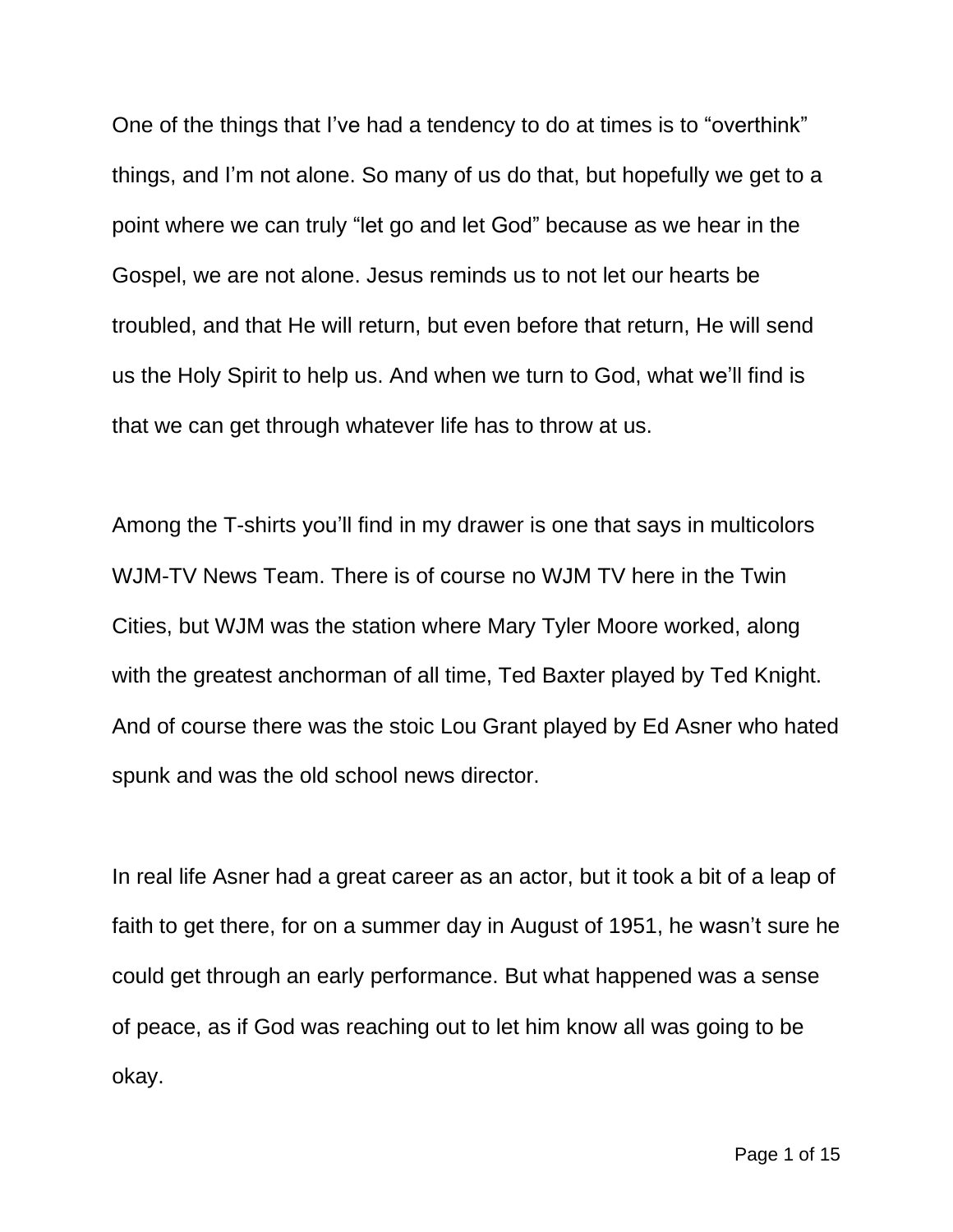One of the things that I've had a tendency to do at times is to "overthink" things, and I'm not alone. So many of us do that, but hopefully we get to a point where we can truly "let go and let God" because as we hear in the Gospel, we are not alone. Jesus reminds us to not let our hearts be troubled, and that He will return, but even before that return, He will send us the Holy Spirit to help us. And when we turn to God, what we'll find is that we can get through whatever life has to throw at us.

Among the T-shirts you'll find in my drawer is one that says in multicolors WJM-TV News Team. There is of course no WJM TV here in the Twin Cities, but WJM was the station where Mary Tyler Moore worked, along with the greatest anchorman of all time, Ted Baxter played by Ted Knight. And of course there was the stoic Lou Grant played by Ed Asner who hated spunk and was the old school news director.

In real life Asner had a great career as an actor, but it took a bit of a leap of faith to get there, for on a summer day in August of 1951, he wasn't sure he could get through an early performance. But what happened was a sense of peace, as if God was reaching out to let him know all was going to be okay.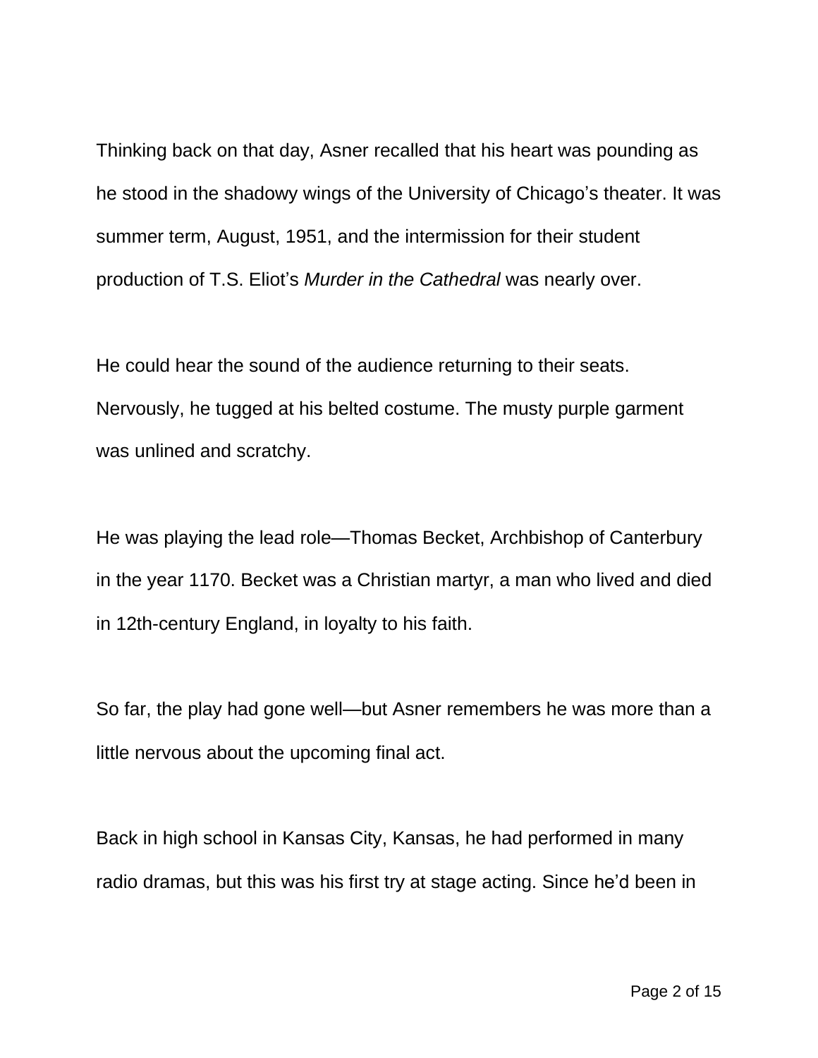Thinking back on that day, Asner recalled that his heart was pounding as he stood in the shadowy wings of the University of Chicago's theater. It was summer term, August, 1951, and the intermission for their student production of T.S. Eliot's *Murder in the Cathedral* was nearly over.

He could hear the sound of the audience returning to their seats. Nervously, he tugged at his belted costume. The musty purple garment was unlined and scratchy.

He was playing the lead role—Thomas Becket, Archbishop of Canterbury in the year 1170. Becket was a Christian martyr, a man who lived and died in 12th-century England, in loyalty to his faith.

So far, the play had gone well—but Asner remembers he was more than a little nervous about the upcoming final act.

Back in high school in Kansas City, Kansas, he had performed in many radio dramas, but this was his first try at stage acting. Since he'd been in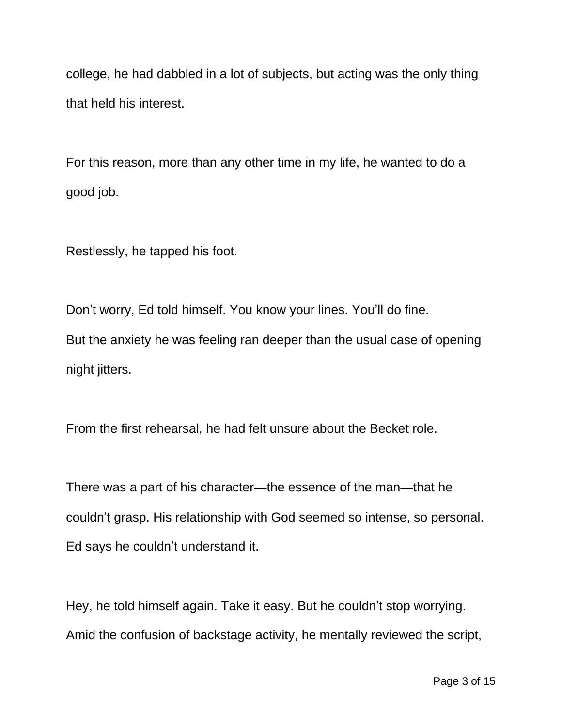college, he had dabbled in a lot of subjects, but acting was the only thing that held his interest.

For this reason, more than any other time in my life, he wanted to do a good job.

Restlessly, he tapped his foot.

Don't worry, Ed told himself. You know your lines. You'll do fine.
But the anxiety he was feeling ran deeper than the usual case of opening night jitters.

From the first rehearsal, he had felt unsure about the Becket role.

There was a part of his character—the essence of the man—that he couldn't grasp. His relationship with God seemed so intense, so personal. Ed says he couldn't understand it.

Hey, he told himself again. Take it easy. But he couldn't stop worrying. Amid the confusion of backstage activity, he mentally reviewed the script,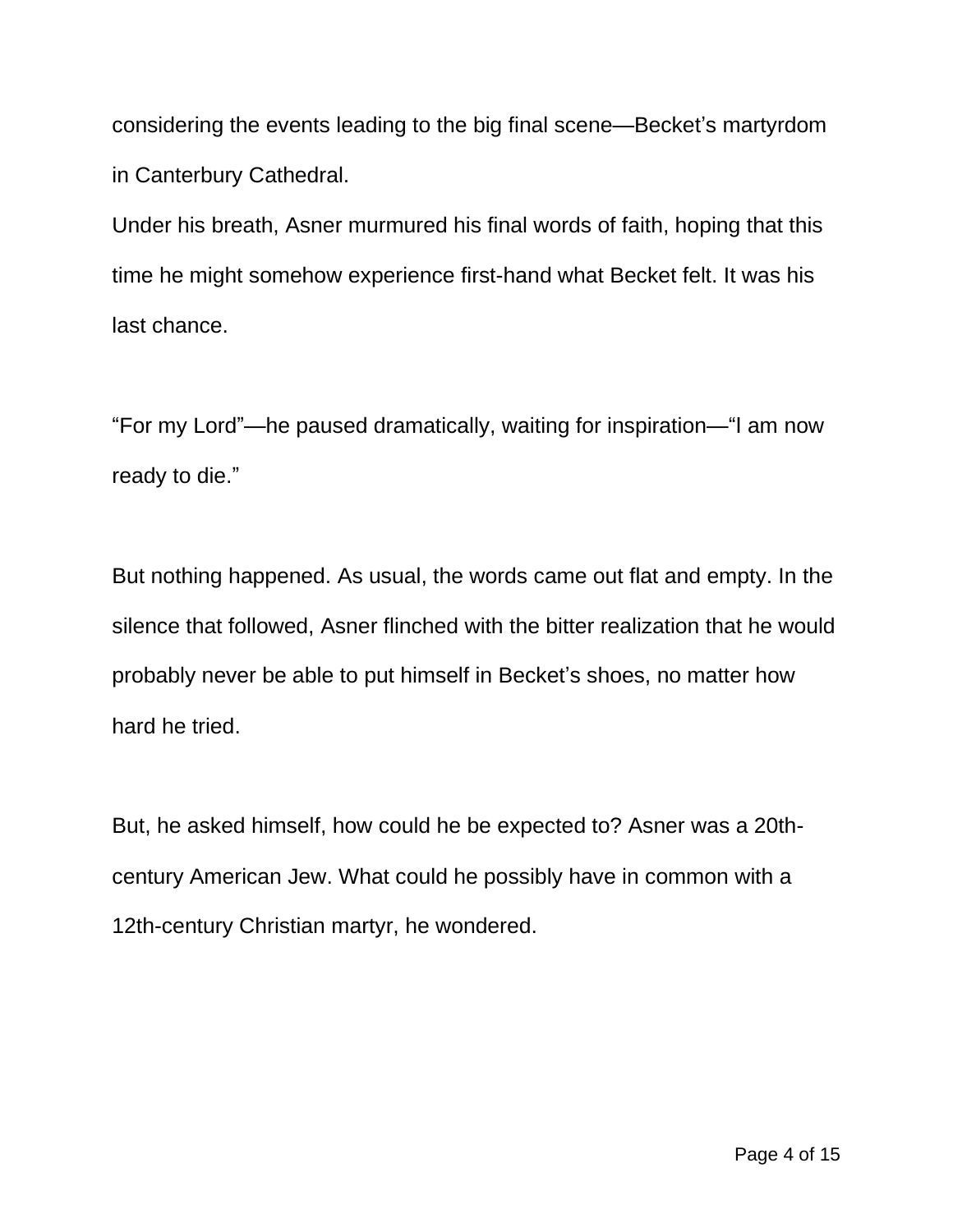considering the events leading to the big final scene—Becket's martyrdom in Canterbury Cathedral.

Under his breath, Asner murmured his final words of faith, hoping that this time he might somehow experience first-hand what Becket felt. It was his last chance.

"For my Lord"—he paused dramatically, waiting for inspiration—"I am now ready to die."

But nothing happened. As usual, the words came out flat and empty. In the silence that followed, Asner flinched with the bitter realization that he would probably never be able to put himself in Becket's shoes, no matter how hard he tried.

But, he asked himself, how could he be expected to? Asner was a 20th-century American Jew. What could he possibly have in common with a 12th-century Christian martyr, he wondered.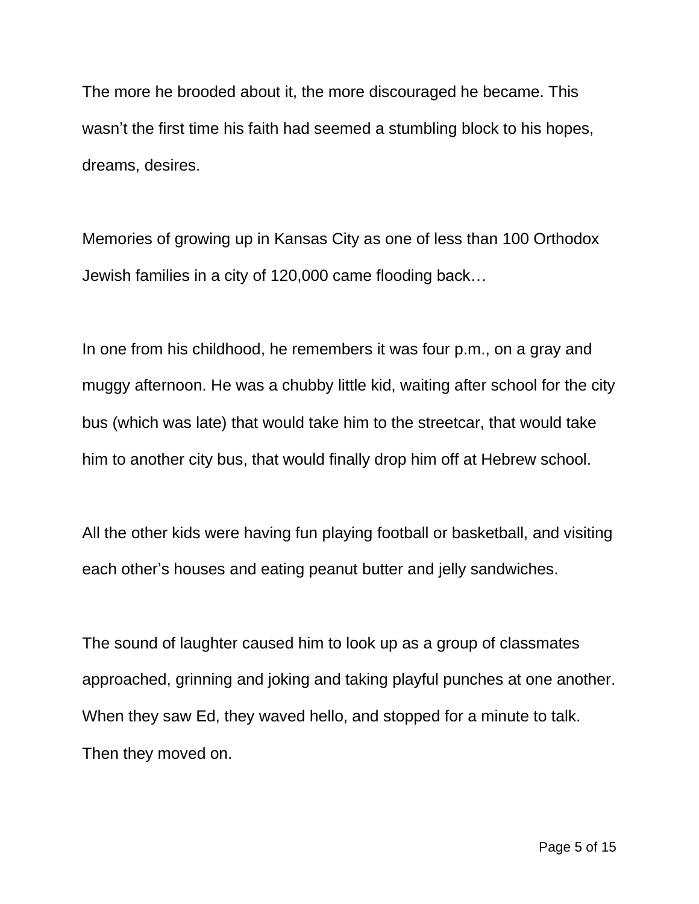The more he brooded about it, the more discouraged he became. This wasn't the first time his faith had seemed a stumbling block to his hopes, dreams, desires.

Memories of growing up in Kansas City as one of less than 100 Orthodox Jewish families in a city of 120,000 came flooding back…

In one from his childhood, he remembers it was four p.m., on a gray and muggy afternoon. He was a chubby little kid, waiting after school for the city bus (which was late) that would take him to the streetcar, that would take him to another city bus, that would finally drop him off at Hebrew school.

All the other kids were having fun playing football or basketball, and visiting each other's houses and eating peanut butter and jelly sandwiches.

The sound of laughter caused him to look up as a group of classmates approached, grinning and joking and taking playful punches at one another. When they saw Ed, they waved hello, and stopped for a minute to talk. Then they moved on.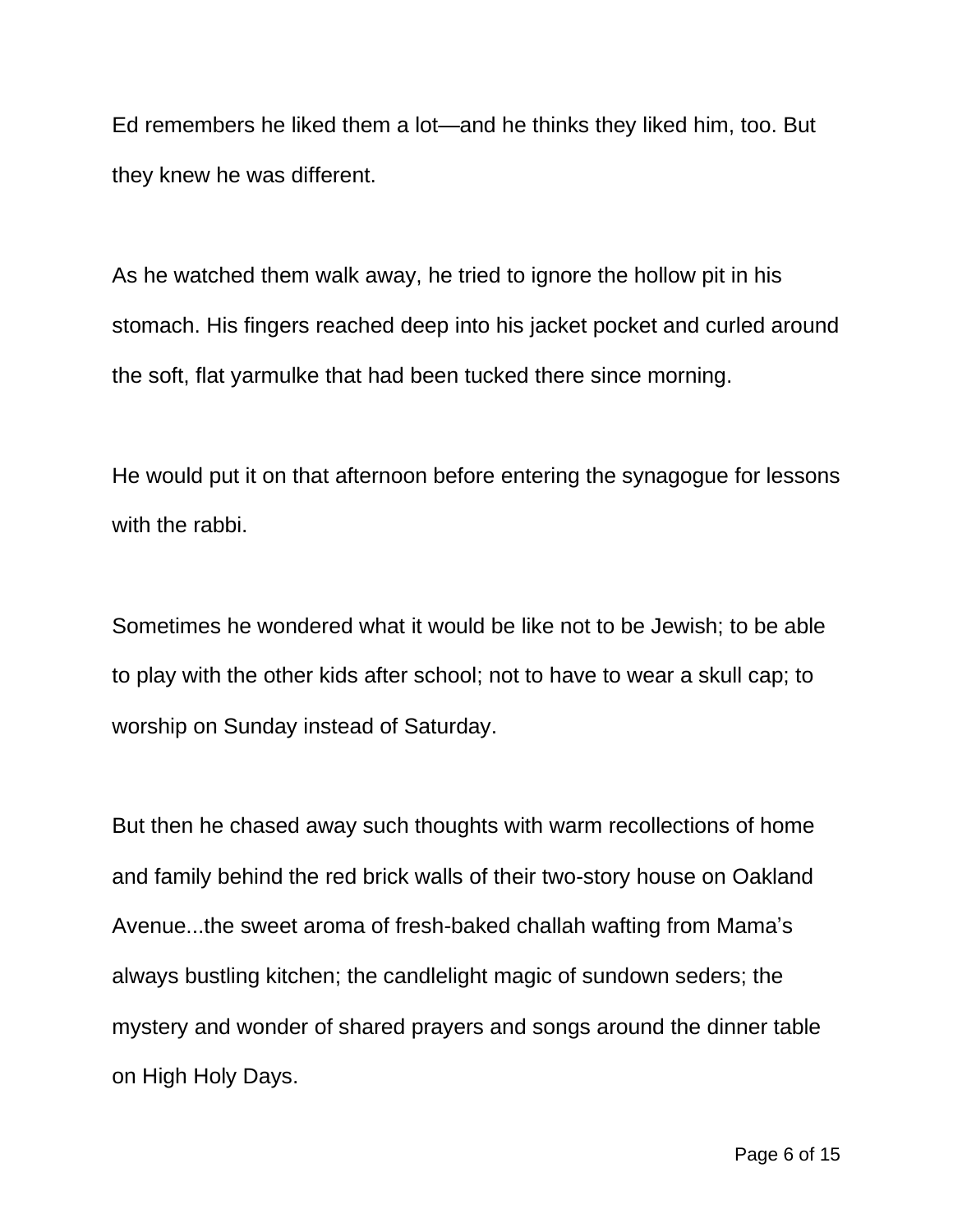Ed remembers he liked them a lot—and he thinks they liked him, too. But they knew he was different.

As he watched them walk away, he tried to ignore the hollow pit in his stomach. His fingers reached deep into his jacket pocket and curled around the soft, flat yarmulke that had been tucked there since morning.

He would put it on that afternoon before entering the synagogue for lessons with the rabbi.

Sometimes he wondered what it would be like not to be Jewish; to be able to play with the other kids after school; not to have to wear a skull cap; to worship on Sunday instead of Saturday.

But then he chased away such thoughts with warm recollections of home and family behind the red brick walls of their two-story house on Oakland Avenue...the sweet aroma of fresh-baked challah wafting from Mama's always bustling kitchen; the candlelight magic of sundown seders; the mystery and wonder of shared prayers and songs around the dinner table on High Holy Days.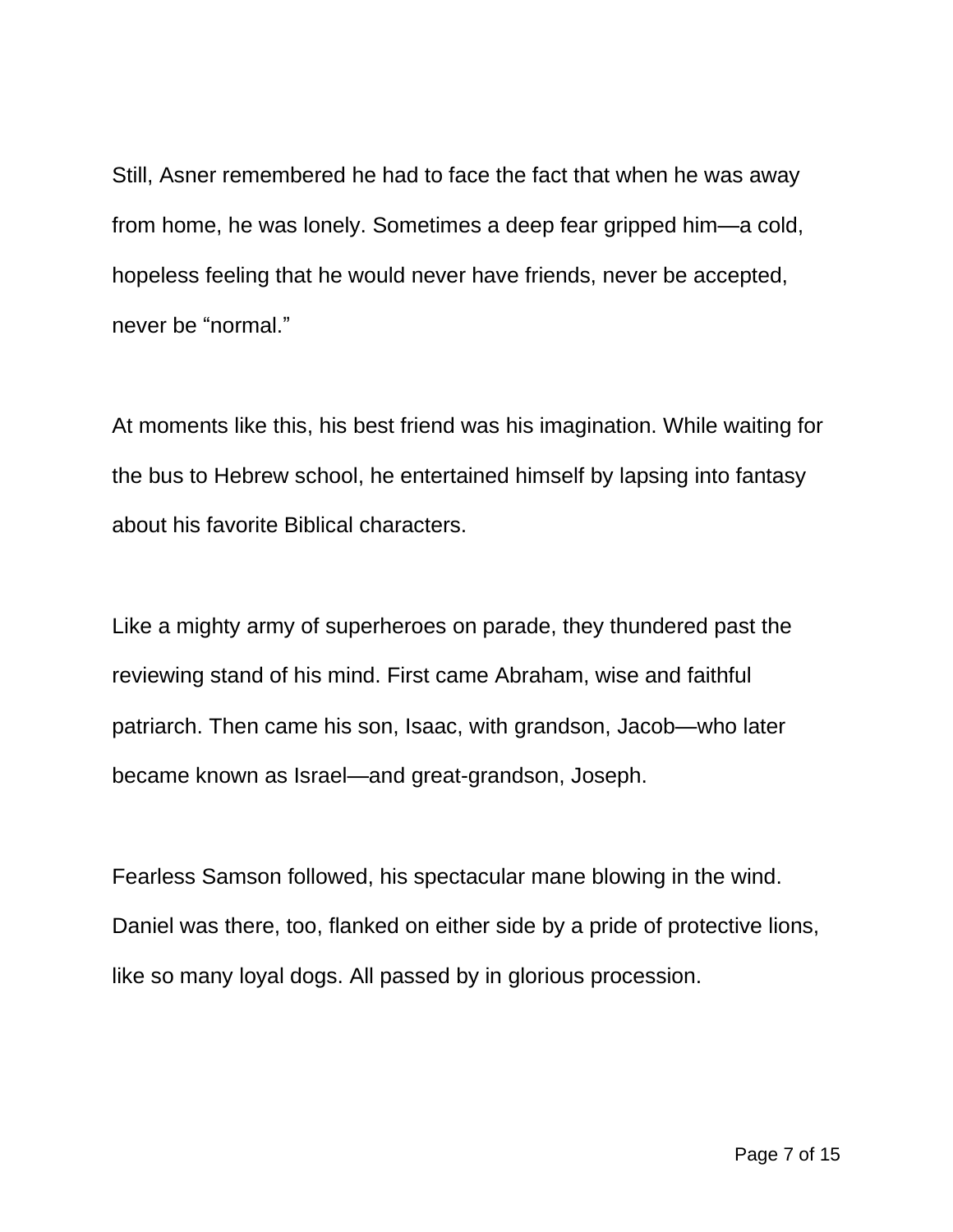Still, Asner remembered he had to face the fact that when he was away from home, he was lonely. Sometimes a deep fear gripped him—a cold, hopeless feeling that he would never have friends, never be accepted, never be "normal."

At moments like this, his best friend was his imagination. While waiting for the bus to Hebrew school, he entertained himself by lapsing into fantasy about his favorite Biblical characters.

Like a mighty army of superheroes on parade, they thundered past the reviewing stand of his mind. First came Abraham, wise and faithful patriarch. Then came his son, Isaac, with grandson, Jacob—who later became known as Israel—and great-grandson, Joseph.

Fearless Samson followed, his spectacular mane blowing in the wind. Daniel was there, too, flanked on either side by a pride of protective lions, like so many loyal dogs. All passed by in glorious procession.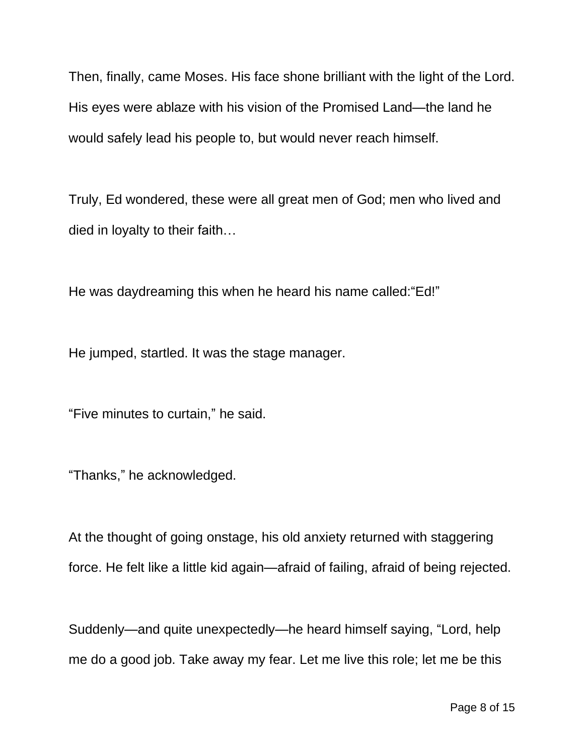Then, finally, came Moses. His face shone brilliant with the light of the Lord. His eyes were ablaze with his vision of the Promised Land—the land he would safely lead his people to, but would never reach himself.

Truly, Ed wondered, these were all great men of God; men who lived and died in loyalty to their faith…

He was daydreaming this when he heard his name called:“Ed!”

He jumped, startled. It was the stage manager.

“Five minutes to curtain,” he said.

“Thanks,” he acknowledged.

At the thought of going onstage, his old anxiety returned with staggering force. He felt like a little kid again—afraid of failing, afraid of being rejected.

Suddenly—and quite unexpectedly—he heard himself saying, “Lord, help me do a good job. Take away my fear. Let me live this role; let me be this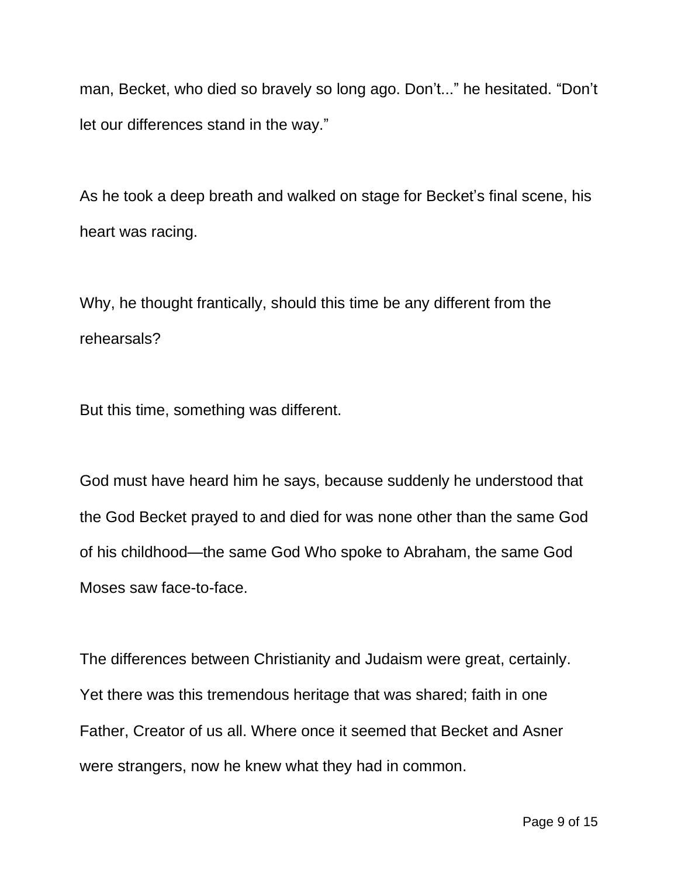man, Becket, who died so bravely so long ago. Don't..." he hesitated. "Don't let our differences stand in the way."

As he took a deep breath and walked on stage for Becket's final scene, his heart was racing.

Why, he thought frantically, should this time be any different from the rehearsals?

But this time, something was different.

God must have heard him he says, because suddenly he understood that the God Becket prayed to and died for was none other than the same God of his childhood—the same God Who spoke to Abraham, the same God Moses saw face-to-face.

The differences between Christianity and Judaism were great, certainly. Yet there was this tremendous heritage that was shared; faith in one Father, Creator of us all. Where once it seemed that Becket and Asner were strangers, now he knew what they had in common.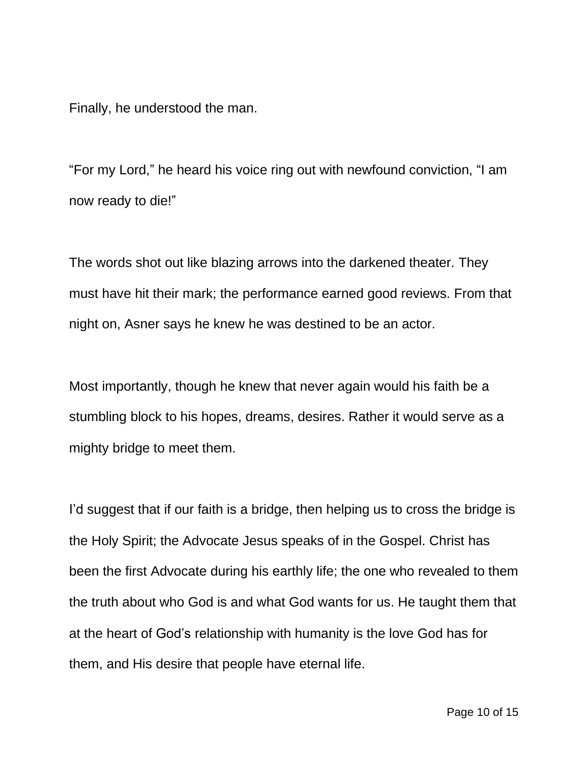Finally, he understood the man.

“For my Lord,” he heard his voice ring out with newfound conviction, “I am now ready to die!”

The words shot out like blazing arrows into the darkened theater. They must have hit their mark; the performance earned good reviews. From that night on, Asner says he knew he was destined to be an actor.

Most importantly, though he knew that never again would his faith be a stumbling block to his hopes, dreams, desires. Rather it would serve as a mighty bridge to meet them.

I’d suggest that if our faith is a bridge, then helping us to cross the bridge is the Holy Spirit; the Advocate Jesus speaks of in the Gospel. Christ has been the first Advocate during his earthly life; the one who revealed to them the truth about who God is and what God wants for us. He taught them that at the heart of God’s relationship with humanity is the love God has for them, and His desire that people have eternal life.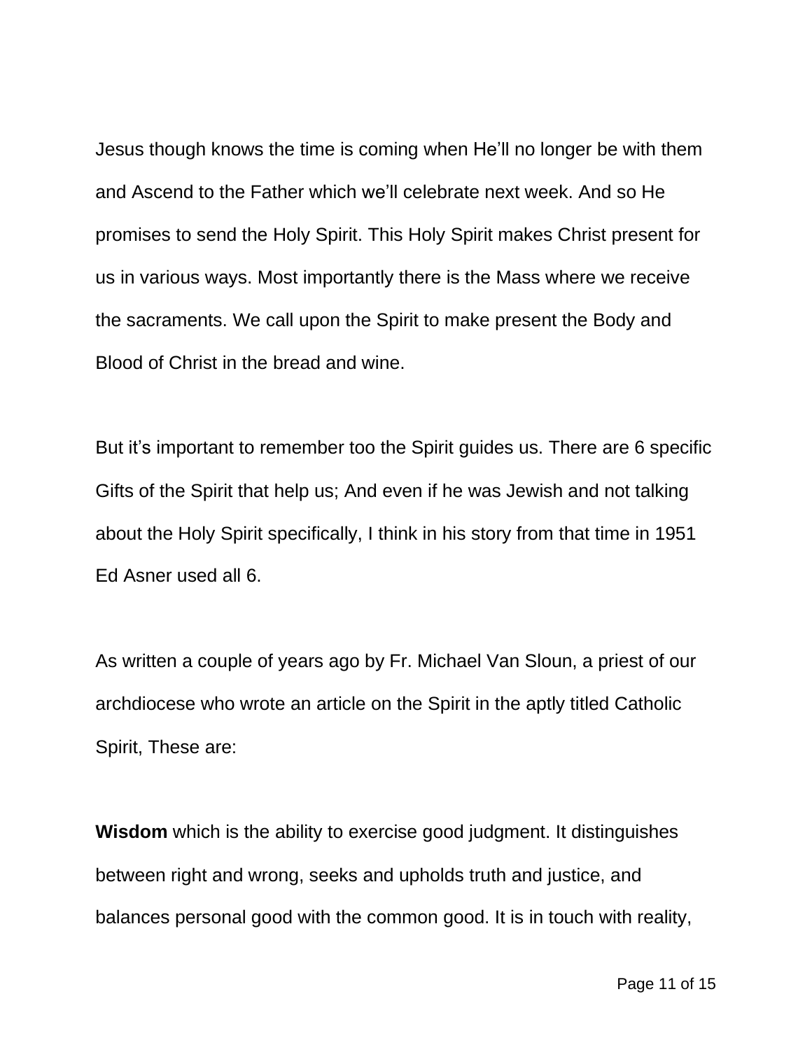Jesus though knows the time is coming when He'll no longer be with them and Ascend to the Father which we'll celebrate next week. And so He promises to send the Holy Spirit. This Holy Spirit makes Christ present for us in various ways. Most importantly there is the Mass where we receive the sacraments. We call upon the Spirit to make present the Body and Blood of Christ in the bread and wine.

But it's important to remember too the Spirit guides us. There are 6 specific Gifts of the Spirit that help us; And even if he was Jewish and not talking about the Holy Spirit specifically, I think in his story from that time in 1951 Ed Asner used all 6.

As written a couple of years ago by Fr. Michael Van Sloun, a priest of our archdiocese who wrote an article on the Spirit in the aptly titled Catholic Spirit, These are:

**Wisdom** which is the ability to exercise good judgment. It distinguishes between right and wrong, seeks and upholds truth and justice, and balances personal good with the common good. It is in touch with reality,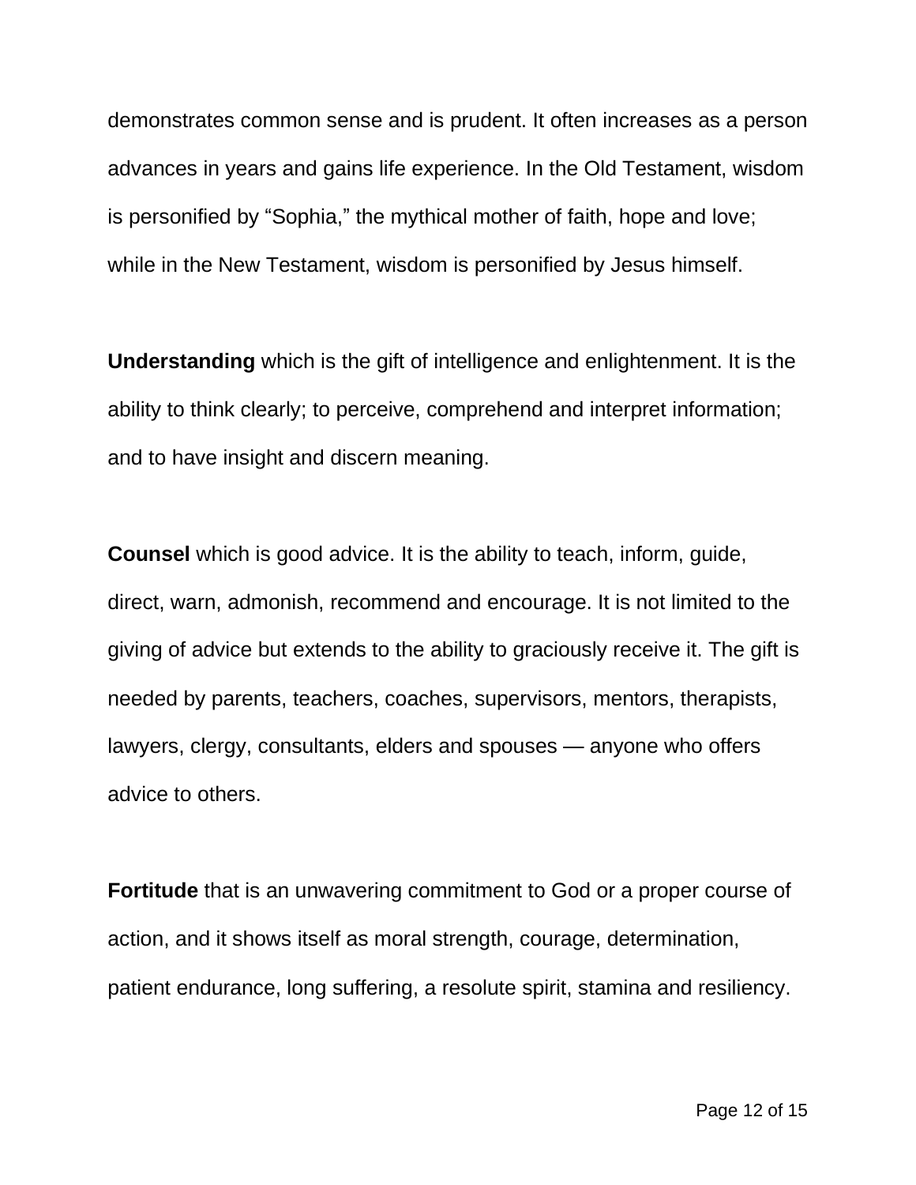demonstrates common sense and is prudent. It often increases as a person advances in years and gains life experience. In the Old Testament, wisdom is personified by “Sophia,” the mythical mother of faith, hope and love; while in the New Testament, wisdom is personified by Jesus himself.

**Understanding** which is the gift of intelligence and enlightenment. It is the ability to think clearly; to perceive, comprehend and interpret information; and to have insight and discern meaning.

**Counsel** which is good advice. It is the ability to teach, inform, guide, direct, warn, admonish, recommend and encourage. It is not limited to the giving of advice but extends to the ability to graciously receive it. The gift is needed by parents, teachers, coaches, supervisors, mentors, therapists, lawyers, clergy, consultants, elders and spouses — anyone who offers advice to others.

**Fortitude** that is an unwavering commitment to God or a proper course of action, and it shows itself as moral strength, courage, determination, patient endurance, long suffering, a resolute spirit, stamina and resiliency.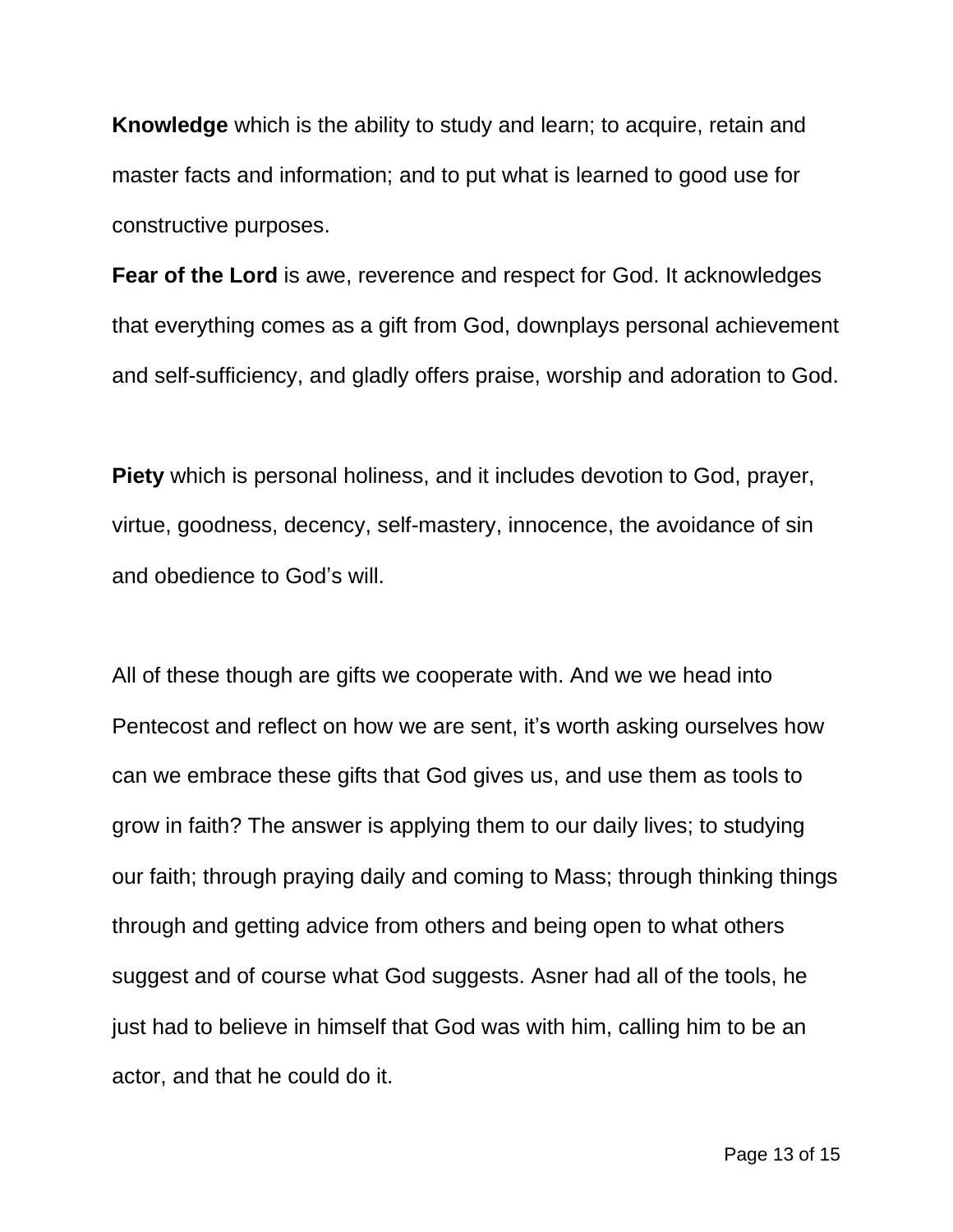**Knowledge** which is the ability to study and learn; to acquire, retain and master facts and information; and to put what is learned to good use for constructive purposes.

**Fear of the Lord** is awe, reverence and respect for God. It acknowledges that everything comes as a gift from God, downplays personal achievement and self-sufficiency, and gladly offers praise, worship and adoration to God.

**Piety** which is personal holiness, and it includes devotion to God, prayer, virtue, goodness, decency, self-mastery, innocence, the avoidance of sin and obedience to God's will.

All of these though are gifts we cooperate with. And we we head into Pentecost and reflect on how we are sent, it's worth asking ourselves how can we embrace these gifts that God gives us, and use them as tools to grow in faith? The answer is applying them to our daily lives; to studying our faith; through praying daily and coming to Mass; through thinking things through and getting advice from others and being open to what others suggest and of course what God suggests. Asner had all of the tools, he just had to believe in himself that God was with him, calling him to be an actor, and that he could do it.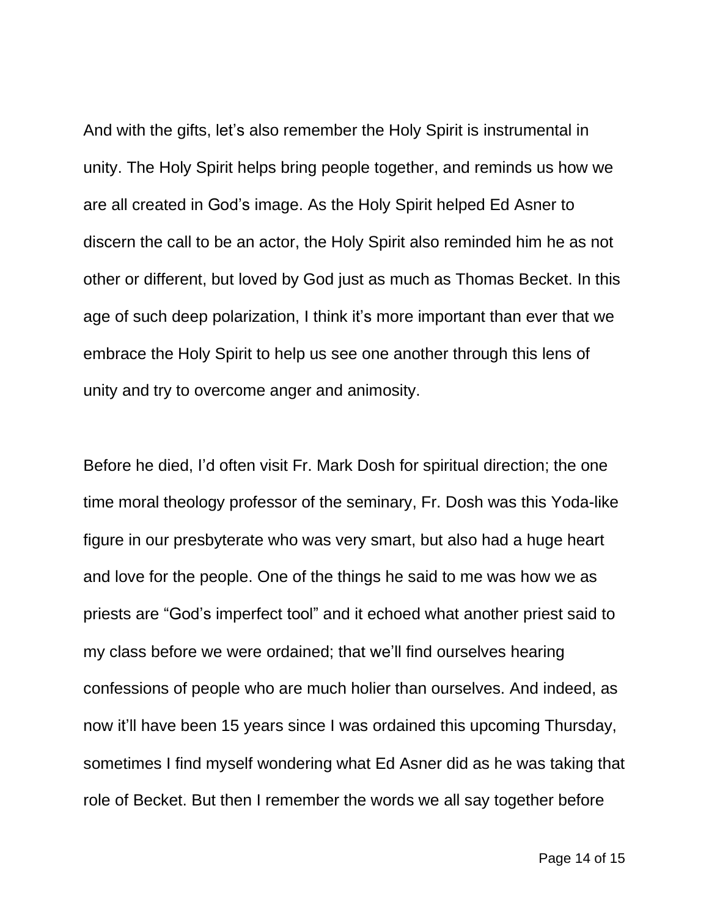And with the gifts, let’s also remember the Holy Spirit is instrumental in unity. The Holy Spirit helps bring people together, and reminds us how we are all created in God’s image. As the Holy Spirit helped Ed Asner to discern the call to be an actor, the Holy Spirit also reminded him he as not other or different, but loved by God just as much as Thomas Becket. In this age of such deep polarization, I think it’s more important than ever that we embrace the Holy Spirit to help us see one another through this lens of unity and try to overcome anger and animosity.

Before he died, I’d often visit Fr. Mark Dosh for spiritual direction; the one time moral theology professor of the seminary, Fr. Dosh was this Yoda-like figure in our presbyterate who was very smart, but also had a huge heart and love for the people. One of the things he said to me was how we as priests are “God’s imperfect tool” and it echoed what another priest said to my class before we were ordained; that we’ll find ourselves hearing confessions of people who are much holier than ourselves. And indeed, as now it’ll have been 15 years since I was ordained this upcoming Thursday, sometimes I find myself wondering what Ed Asner did as he was taking that role of Becket. But then I remember the words we all say together before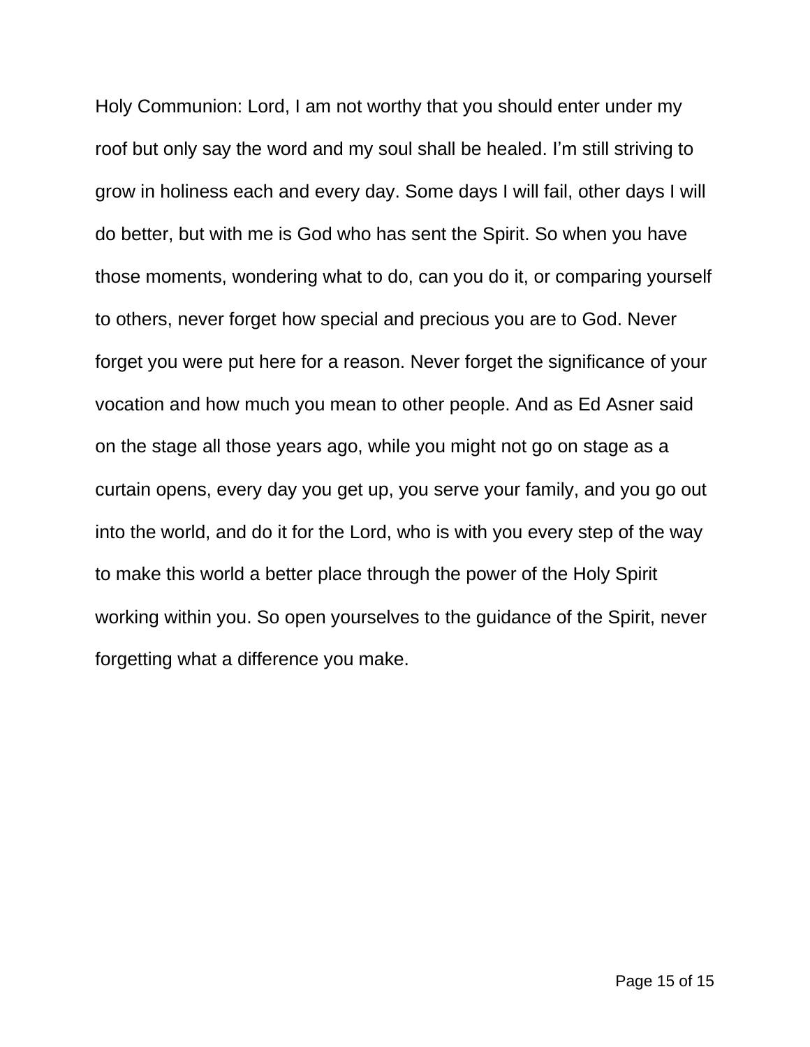Holy Communion: Lord, I am not worthy that you should enter under my roof but only say the word and my soul shall be healed. I'm still striving to grow in holiness each and every day. Some days I will fail, other days I will do better, but with me is God who has sent the Spirit. So when you have those moments, wondering what to do, can you do it, or comparing yourself to others, never forget how special and precious you are to God. Never forget you were put here for a reason. Never forget the significance of your vocation and how much you mean to other people. And as Ed Asner said on the stage all those years ago, while you might not go on stage as a curtain opens, every day you get up, you serve your family, and you go out into the world, and do it for the Lord, who is with you every step of the way to make this world a better place through the power of the Holy Spirit working within you. So open yourselves to the guidance of the Spirit, never forgetting what a difference you make.